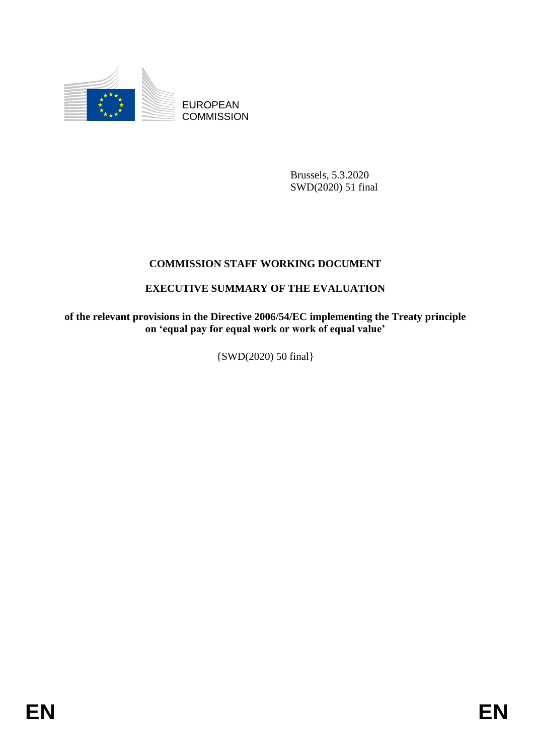EUROPEAN COMMISSION

Brussels, 5.3.2020
SWD(2020) 51 final

# COMMISSION STAFF WORKING DOCUMENT

## EXECUTIVE SUMMARY OF THE EVALUATION

**of the relevant provisions in the Directive 2006/54/EC implementing the Treaty principle on 'equal pay for equal work or work of equal value'**

{SWD(2020) 50 final}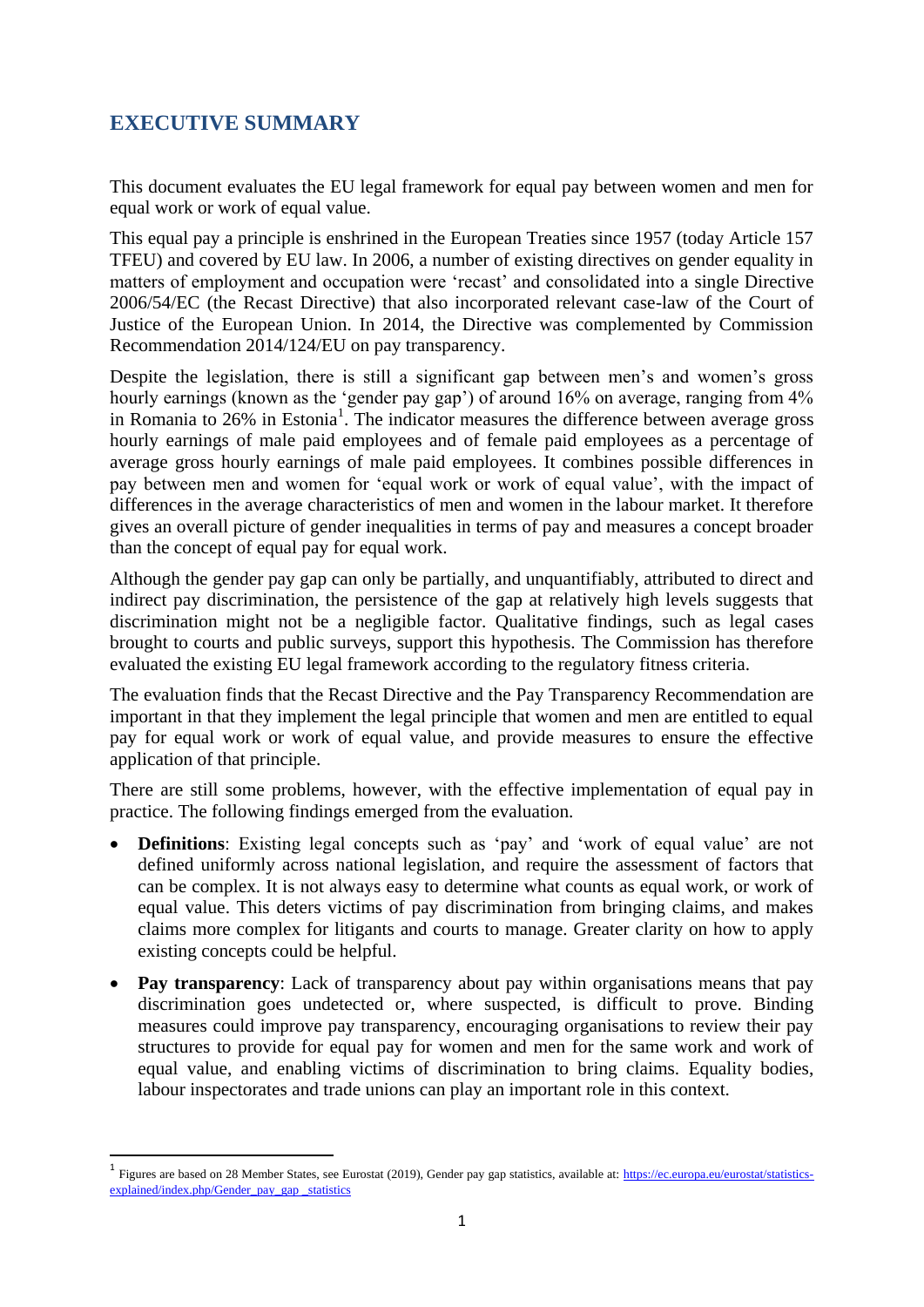## EXECUTIVE SUMMARY

This document evaluates the EU legal framework for equal pay between women and men for equal work or work of equal value.

This equal pay a principle is enshrined in the European Treaties since 1957 (today Article 157 TFEU) and covered by EU law. In 2006, a number of existing directives on gender equality in matters of employment and occupation were 'recast' and consolidated into a single Directive 2006/54/EC (the Recast Directive) that also incorporated relevant case-law of the Court of Justice of the European Union. In 2014, the Directive was complemented by Commission Recommendation 2014/124/EU on pay transparency.

Despite the legislation, there is still a significant gap between men's and women's gross hourly earnings (known as the 'gender pay gap') of around 16% on average, ranging from 4% in Romania to 26% in Estonia[1]. The indicator measures the difference between average gross hourly earnings of male paid employees and of female paid employees as a percentage of average gross hourly earnings of male paid employees. It combines possible differences in pay between men and women for 'equal work or work of equal value', with the impact of differences in the average characteristics of men and women in the labour market. It therefore gives an overall picture of gender inequalities in terms of pay and measures a concept broader than the concept of equal pay for equal work.

Although the gender pay gap can only be partially, and unquantifiably, attributed to direct and indirect pay discrimination, the persistence of the gap at relatively high levels suggests that discrimination might not be a negligible factor. Qualitative findings, such as legal cases brought to courts and public surveys, support this hypothesis. The Commission has therefore evaluated the existing EU legal framework according to the regulatory fitness criteria.

The evaluation finds that the Recast Directive and the Pay Transparency Recommendation are important in that they implement the legal principle that women and men are entitled to equal pay for equal work or work of equal value, and provide measures to ensure the effective application of that principle.

There are still some problems, however, with the effective implementation of equal pay in practice. The following findings emerged from the evaluation.

- **Definitions**: Existing legal concepts such as 'pay' and 'work of equal value' are not defined uniformly across national legislation, and require the assessment of factors that can be complex. It is not always easy to determine what counts as equal work, or work of equal value. This deters victims of pay discrimination from bringing claims, and makes claims more complex for litigants and courts to manage. Greater clarity on how to apply existing concepts could be helpful.
- **Pay transparency**: Lack of transparency about pay within organisations means that pay discrimination goes undetected or, where suspected, is difficult to prove. Binding measures could improve pay transparency, encouraging organisations to review their pay structures to provide for equal pay for women and men for the same work and work of equal value, and enabling victims of discrimination to bring claims. Equality bodies, labour inspectorates and trade unions can play an important role in this context.

---

[1] Figures are based on 28 Member States, see Eurostat (2019), Gender pay gap statistics, available at: https://ec.europa.eu/eurostat/statistics-explained/index.php/Gender_pay_gap _statistics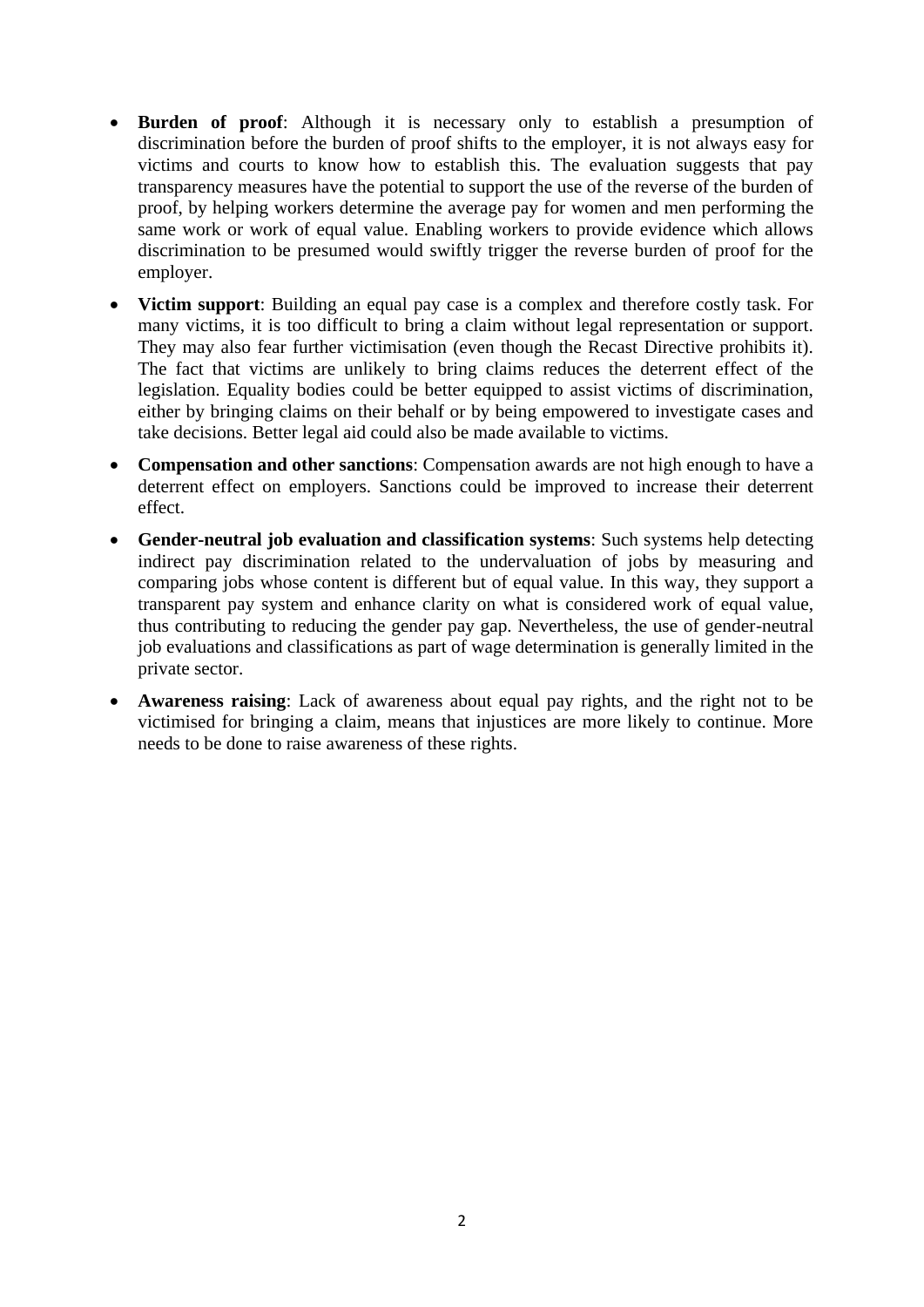- **Burden of proof**: Although it is necessary only to establish a presumption of discrimination before the burden of proof shifts to the employer, it is not always easy for victims and courts to know how to establish this. The evaluation suggests that pay transparency measures have the potential to support the use of the reverse of the burden of proof, by helping workers determine the average pay for women and men performing the same work or work of equal value. Enabling workers to provide evidence which allows discrimination to be presumed would swiftly trigger the reverse burden of proof for the employer.
- **Victim support**: Building an equal pay case is a complex and therefore costly task. For many victims, it is too difficult to bring a claim without legal representation or support. They may also fear further victimisation (even though the Recast Directive prohibits it). The fact that victims are unlikely to bring claims reduces the deterrent effect of the legislation. Equality bodies could be better equipped to assist victims of discrimination, either by bringing claims on their behalf or by being empowered to investigate cases and take decisions. Better legal aid could also be made available to victims.
- **Compensation and other sanctions**: Compensation awards are not high enough to have a deterrent effect on employers. Sanctions could be improved to increase their deterrent effect.
- **Gender-neutral job evaluation and classification systems**: Such systems help detecting indirect pay discrimination related to the undervaluation of jobs by measuring and comparing jobs whose content is different but of equal value. In this way, they support a transparent pay system and enhance clarity on what is considered work of equal value, thus contributing to reducing the gender pay gap. Nevertheless, the use of gender-neutral job evaluations and classifications as part of wage determination is generally limited in the private sector.
- **Awareness raising**: Lack of awareness about equal pay rights, and the right not to be victimised for bringing a claim, means that injustices are more likely to continue. More needs to be done to raise awareness of these rights.